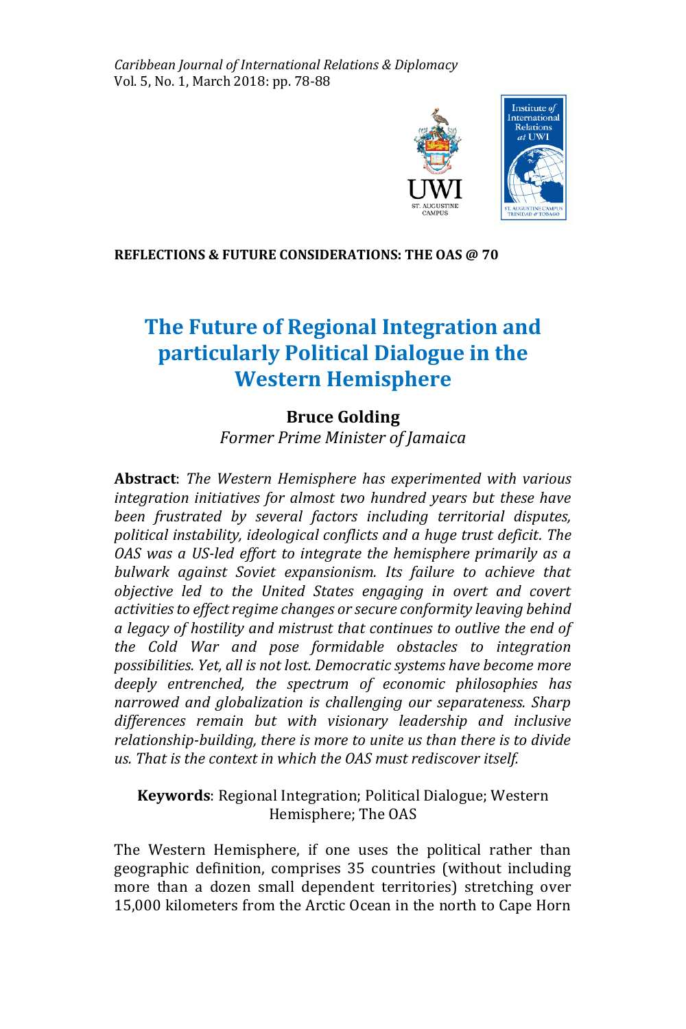*Caribbean Journal of International Relations & Diplomacy*
Vol. 5, No. 1, March 2018: pp. 78-88

**REFLECTIONS & FUTURE CONSIDERATIONS: THE OAS @ 70**

# The Future of Regional Integration and particularly Political Dialogue in the Western Hemisphere

**Bruce Golding**
*Former Prime Minister of Jamaica*

**Abstract**: *The Western Hemisphere has experimented with various integration initiatives for almost two hundred years but these have been frustrated by several factors including territorial disputes, political instability, ideological conflicts and a huge trust deficit. The OAS was a US-led effort to integrate the hemisphere primarily as a bulwark against Soviet expansionism. Its failure to achieve that objective led to the United States engaging in overt and covert activities to effect regime changes or secure conformity leaving behind a legacy of hostility and mistrust that continues to outlive the end of the Cold War and pose formidable obstacles to integration possibilities. Yet, all is not lost. Democratic systems have become more deeply entrenched, the spectrum of economic philosophies has narrowed and globalization is challenging our separateness. Sharp differences remain but with visionary leadership and inclusive relationship-building, there is more to unite us than there is to divide us. That is the context in which the OAS must rediscover itself.*

**Keywords**: Regional Integration; Political Dialogue; Western Hemisphere; The OAS

The Western Hemisphere, if one uses the political rather than geographic definition, comprises 35 countries (without including more than a dozen small dependent territories) stretching over 15,000 kilometers from the Arctic Ocean in the north to Cape Horn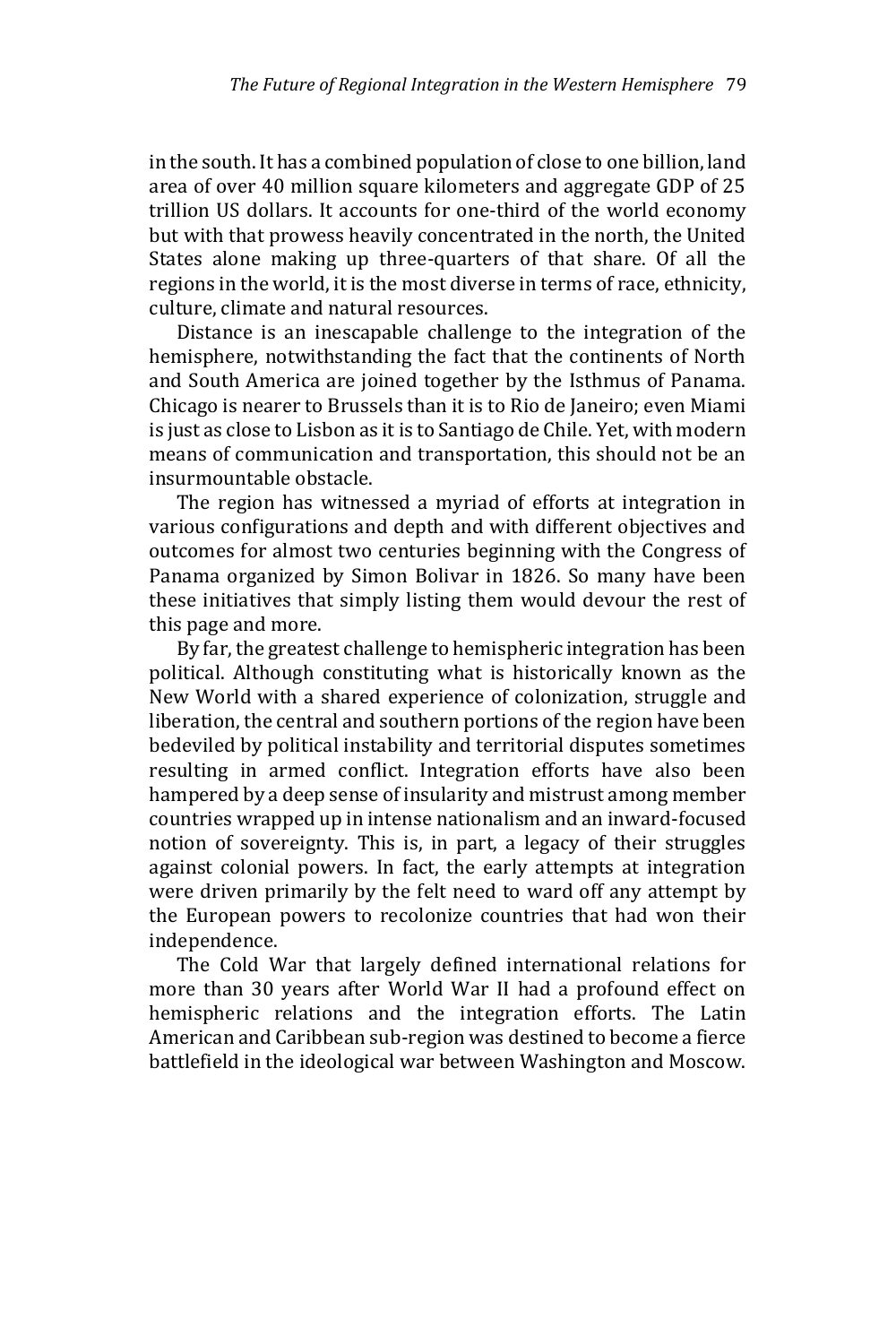in the south. It has a combined population of close to one billion, land area of over 40 million square kilometers and aggregate GDP of 25 trillion US dollars. It accounts for one-third of the world economy but with that prowess heavily concentrated in the north, the United States alone making up three-quarters of that share. Of all the regions in the world, it is the most diverse in terms of race, ethnicity, culture, climate and natural resources.

Distance is an inescapable challenge to the integration of the hemisphere, notwithstanding the fact that the continents of North and South America are joined together by the Isthmus of Panama. Chicago is nearer to Brussels than it is to Rio de Janeiro; even Miami is just as close to Lisbon as it is to Santiago de Chile. Yet, with modern means of communication and transportation, this should not be an insurmountable obstacle.

The region has witnessed a myriad of efforts at integration in various configurations and depth and with different objectives and outcomes for almost two centuries beginning with the Congress of Panama organized by Simon Bolivar in 1826. So many have been these initiatives that simply listing them would devour the rest of this page and more.

By far, the greatest challenge to hemispheric integration has been political. Although constituting what is historically known as the New World with a shared experience of colonization, struggle and liberation, the central and southern portions of the region have been bedeviled by political instability and territorial disputes sometimes resulting in armed conflict. Integration efforts have also been hampered by a deep sense of insularity and mistrust among member countries wrapped up in intense nationalism and an inward-focused notion of sovereignty. This is, in part, a legacy of their struggles against colonial powers. In fact, the early attempts at integration were driven primarily by the felt need to ward off any attempt by the European powers to recolonize countries that had won their independence.

The Cold War that largely defined international relations for more than 30 years after World War II had a profound effect on hemispheric relations and the integration efforts. The Latin American and Caribbean sub-region was destined to become a fierce battlefield in the ideological war between Washington and Moscow.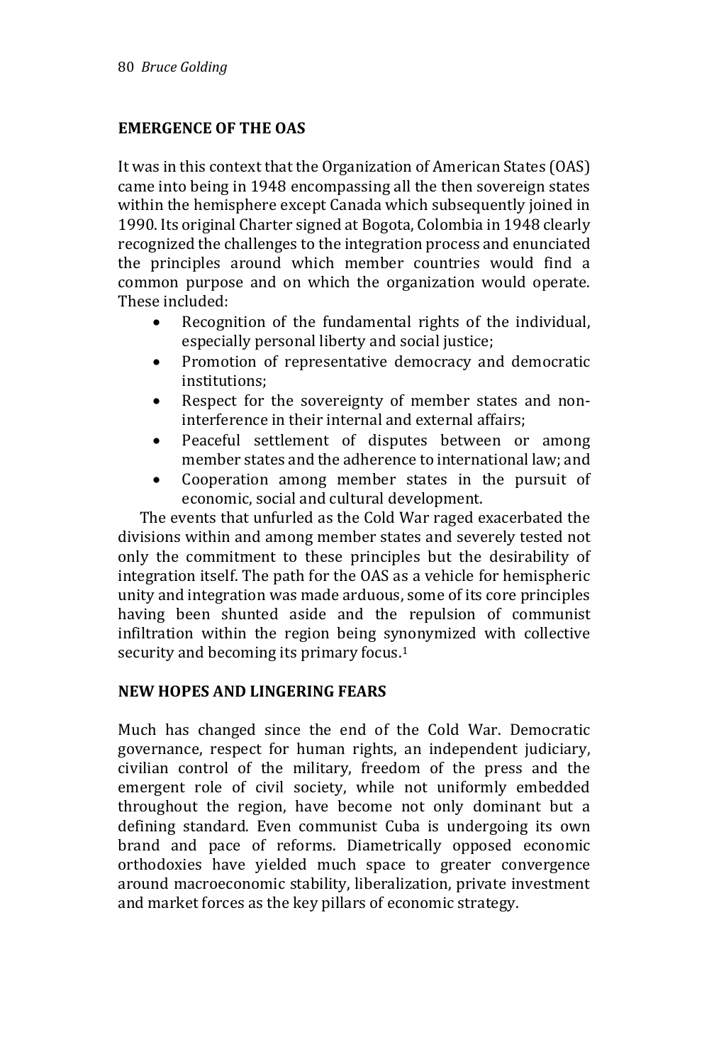## EMERGENCE OF THE OAS

It was in this context that the Organization of American States (OAS) came into being in 1948 encompassing all the then sovereign states within the hemisphere except Canada which subsequently joined in 1990. Its original Charter signed at Bogota, Colombia in 1948 clearly recognized the challenges to the integration process and enunciated the principles around which member countries would find a common purpose and on which the organization would operate. These included:

- Recognition of the fundamental rights of the individual, especially personal liberty and social justice;
- Promotion of representative democracy and democratic institutions;
- Respect for the sovereignty of member states and non-interference in their internal and external affairs;
- Peaceful settlement of disputes between or among member states and the adherence to international law; and
- Cooperation among member states in the pursuit of economic, social and cultural development.

The events that unfurled as the Cold War raged exacerbated the divisions within and among member states and severely tested not only the commitment to these principles but the desirability of integration itself. The path for the OAS as a vehicle for hemispheric unity and integration was made arduous, some of its core principles having been shunted aside and the repulsion of communist infiltration within the region being synonymized with collective security and becoming its primary focus.[1]

## NEW HOPES AND LINGERING FEARS

Much has changed since the end of the Cold War. Democratic governance, respect for human rights, an independent judiciary, civilian control of the military, freedom of the press and the emergent role of civil society, while not uniformly embedded throughout the region, have become not only dominant but a defining standard. Even communist Cuba is undergoing its own brand and pace of reforms. Diametrically opposed economic orthodoxies have yielded much space to greater convergence around macroeconomic stability, liberalization, private investment and market forces as the key pillars of economic strategy.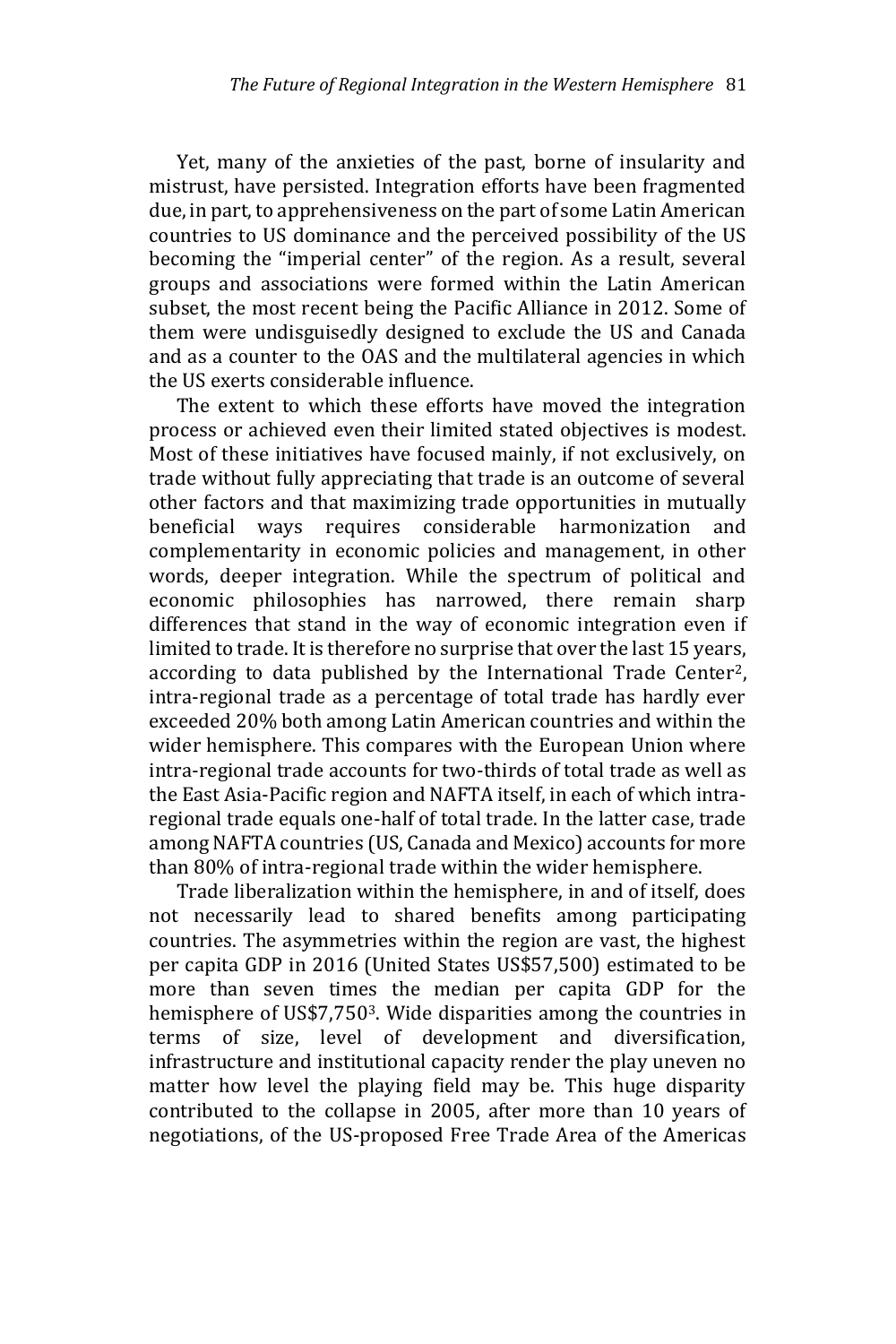Yet, many of the anxieties of the past, borne of insularity and mistrust, have persisted. Integration efforts have been fragmented due, in part, to apprehensiveness on the part of some Latin American countries to US dominance and the perceived possibility of the US becoming the "imperial center" of the region. As a result, several groups and associations were formed within the Latin American subset, the most recent being the Pacific Alliance in 2012. Some of them were undisguisedly designed to exclude the US and Canada and as a counter to the OAS and the multilateral agencies in which the US exerts considerable influence.

The extent to which these efforts have moved the integration process or achieved even their limited stated objectives is modest. Most of these initiatives have focused mainly, if not exclusively, on trade without fully appreciating that trade is an outcome of several other factors and that maximizing trade opportunities in mutually beneficial ways requires considerable harmonization and complementarity in economic policies and management, in other words, deeper integration. While the spectrum of political and economic philosophies has narrowed, there remain sharp differences that stand in the way of economic integration even if limited to trade. It is therefore no surprise that over the last 15 years, according to data published by the International Trade Center[2], intra-regional trade as a percentage of total trade has hardly ever exceeded 20% both among Latin American countries and within the wider hemisphere. This compares with the European Union where intra-regional trade accounts for two-thirds of total trade as well as the East Asia-Pacific region and NAFTA itself, in each of which intra-regional trade equals one-half of total trade. In the latter case, trade among NAFTA countries (US, Canada and Mexico) accounts for more than 80% of intra-regional trade within the wider hemisphere.

Trade liberalization within the hemisphere, in and of itself, does not necessarily lead to shared benefits among participating countries. The asymmetries within the region are vast, the highest per capita GDP in 2016 (United States US$57,500) estimated to be more than seven times the median per capita GDP for the hemisphere of US$7,750[3]. Wide disparities among the countries in terms of size, level of development and diversification, infrastructure and institutional capacity render the play uneven no matter how level the playing field may be. This huge disparity contributed to the collapse in 2005, after more than 10 years of negotiations, of the US-proposed Free Trade Area of the Americas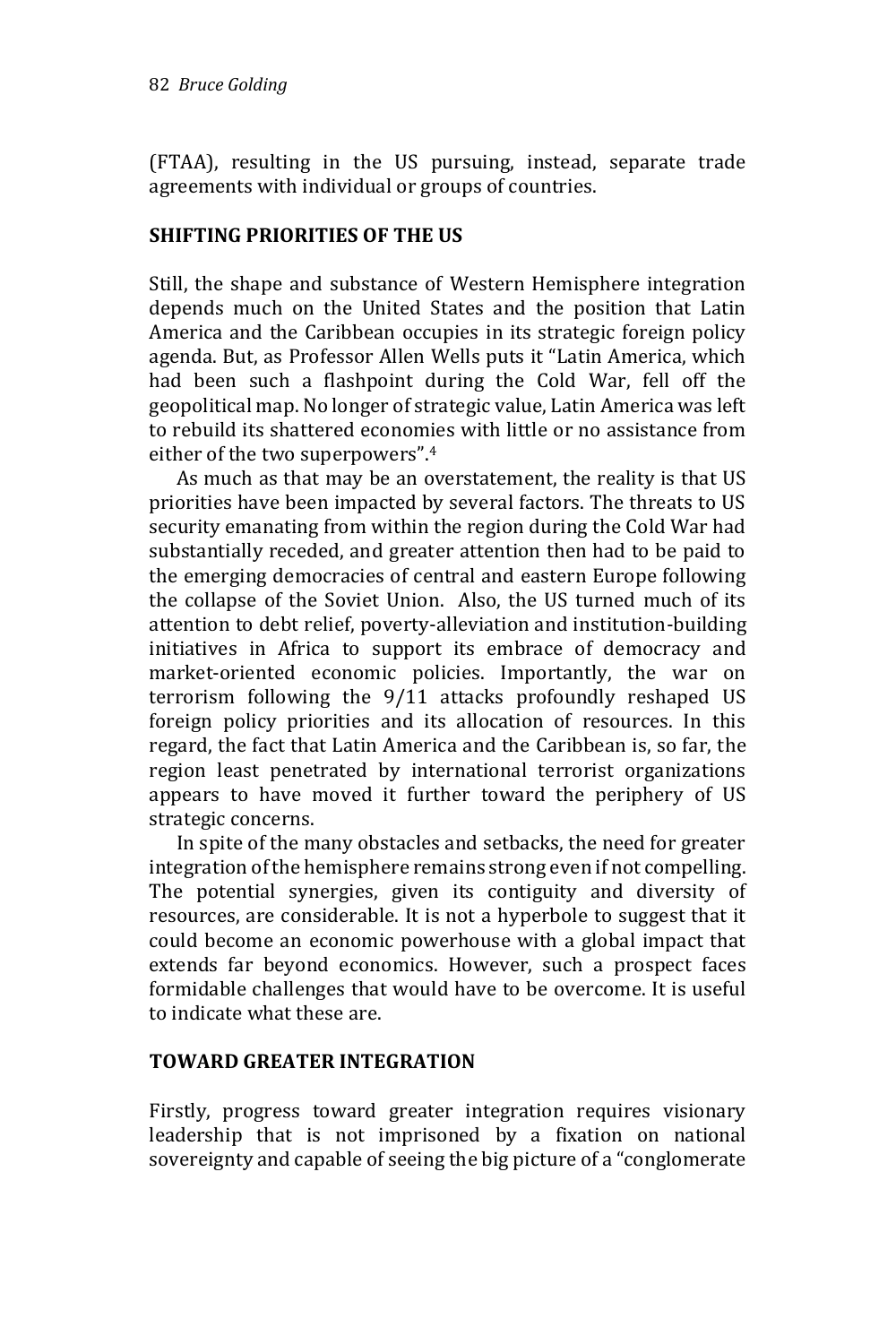(FTAA), resulting in the US pursuing, instead, separate trade agreements with individual or groups of countries.

## SHIFTING PRIORITIES OF THE US

Still, the shape and substance of Western Hemisphere integration depends much on the United States and the position that Latin America and the Caribbean occupies in its strategic foreign policy agenda. But, as Professor Allen Wells puts it "Latin America, which had been such a flashpoint during the Cold War, fell off the geopolitical map. No longer of strategic value, Latin America was left to rebuild its shattered economies with little or no assistance from either of the two superpowers".[4]

As much as that may be an overstatement, the reality is that US priorities have been impacted by several factors. The threats to US security emanating from within the region during the Cold War had substantially receded, and greater attention then had to be paid to the emerging democracies of central and eastern Europe following the collapse of the Soviet Union. Also, the US turned much of its attention to debt relief, poverty-alleviation and institution-building initiatives in Africa to support its embrace of democracy and market-oriented economic policies. Importantly, the war on terrorism following the 9/11 attacks profoundly reshaped US foreign policy priorities and its allocation of resources. In this regard, the fact that Latin America and the Caribbean is, so far, the region least penetrated by international terrorist organizations appears to have moved it further toward the periphery of US strategic concerns.

In spite of the many obstacles and setbacks, the need for greater integration of the hemisphere remains strong even if not compelling. The potential synergies, given its contiguity and diversity of resources, are considerable. It is not a hyperbole to suggest that it could become an economic powerhouse with a global impact that extends far beyond economics. However, such a prospect faces formidable challenges that would have to be overcome. It is useful to indicate what these are.

## TOWARD GREATER INTEGRATION

Firstly, progress toward greater integration requires visionary leadership that is not imprisoned by a fixation on national sovereignty and capable of seeing the big picture of a "conglomerate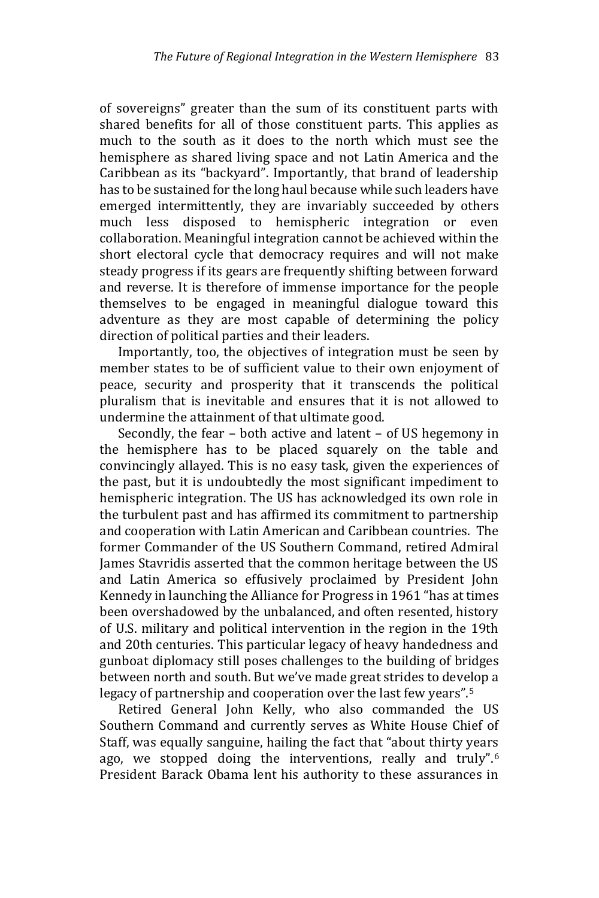of sovereigns" greater than the sum of its constituent parts with shared benefits for all of those constituent parts. This applies as much to the south as it does to the north which must see the hemisphere as shared living space and not Latin America and the Caribbean as its "backyard". Importantly, that brand of leadership has to be sustained for the long haul because while such leaders have emerged intermittently, they are invariably succeeded by others much less disposed to hemispheric integration or even collaboration. Meaningful integration cannot be achieved within the short electoral cycle that democracy requires and will not make steady progress if its gears are frequently shifting between forward and reverse. It is therefore of immense importance for the people themselves to be engaged in meaningful dialogue toward this adventure as they are most capable of determining the policy direction of political parties and their leaders.

Importantly, too, the objectives of integration must be seen by member states to be of sufficient value to their own enjoyment of peace, security and prosperity that it transcends the political pluralism that is inevitable and ensures that it is not allowed to undermine the attainment of that ultimate good.

Secondly, the fear – both active and latent – of US hegemony in the hemisphere has to be placed squarely on the table and convincingly allayed. This is no easy task, given the experiences of the past, but it is undoubtedly the most significant impediment to hemispheric integration. The US has acknowledged its own role in the turbulent past and has affirmed its commitment to partnership and cooperation with Latin American and Caribbean countries. The former Commander of the US Southern Command, retired Admiral James Stavridis asserted that the common heritage between the US and Latin America so effusively proclaimed by President John Kennedy in launching the Alliance for Progress in 1961 "has at times been overshadowed by the unbalanced, and often resented, history of U.S. military and political intervention in the region in the 19th and 20th centuries. This particular legacy of heavy handedness and gunboat diplomacy still poses challenges to the building of bridges between north and south. But we've made great strides to develop a legacy of partnership and cooperation over the last few years".[5]

Retired General John Kelly, who also commanded the US Southern Command and currently serves as White House Chief of Staff, was equally sanguine, hailing the fact that "about thirty years ago, we stopped doing the interventions, really and truly".[6] President Barack Obama lent his authority to these assurances in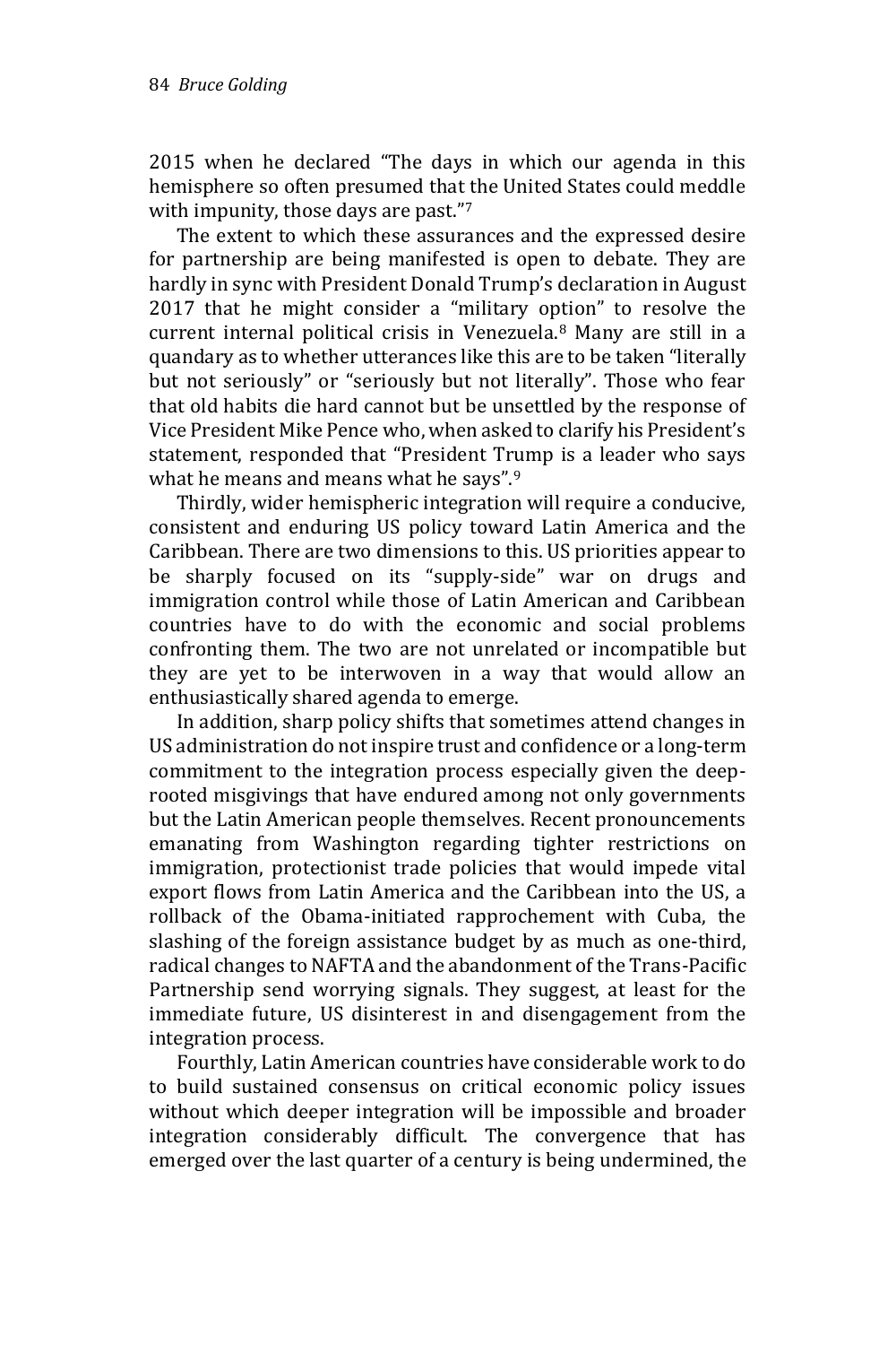2015 when he declared "The days in which our agenda in this hemisphere so often presumed that the United States could meddle with impunity, those days are past."[7]

The extent to which these assurances and the expressed desire for partnership are being manifested is open to debate. They are hardly in sync with President Donald Trump's declaration in August 2017 that he might consider a "military option" to resolve the current internal political crisis in Venezuela.[8] Many are still in a quandary as to whether utterances like this are to be taken "literally but not seriously" or "seriously but not literally". Those who fear that old habits die hard cannot but be unsettled by the response of Vice President Mike Pence who, when asked to clarify his President's statement, responded that "President Trump is a leader who says what he means and means what he says".[9]

Thirdly, wider hemispheric integration will require a conducive, consistent and enduring US policy toward Latin America and the Caribbean. There are two dimensions to this. US priorities appear to be sharply focused on its "supply-side" war on drugs and immigration control while those of Latin American and Caribbean countries have to do with the economic and social problems confronting them. The two are not unrelated or incompatible but they are yet to be interwoven in a way that would allow an enthusiastically shared agenda to emerge.

In addition, sharp policy shifts that sometimes attend changes in US administration do not inspire trust and confidence or a long-term commitment to the integration process especially given the deep-rooted misgivings that have endured among not only governments but the Latin American people themselves. Recent pronouncements emanating from Washington regarding tighter restrictions on immigration, protectionist trade policies that would impede vital export flows from Latin America and the Caribbean into the US, a rollback of the Obama-initiated rapprochement with Cuba, the slashing of the foreign assistance budget by as much as one-third, radical changes to NAFTA and the abandonment of the Trans-Pacific Partnership send worrying signals. They suggest, at least for the immediate future, US disinterest in and disengagement from the integration process.

Fourthly, Latin American countries have considerable work to do to build sustained consensus on critical economic policy issues without which deeper integration will be impossible and broader integration considerably difficult. The convergence that has emerged over the last quarter of a century is being undermined, the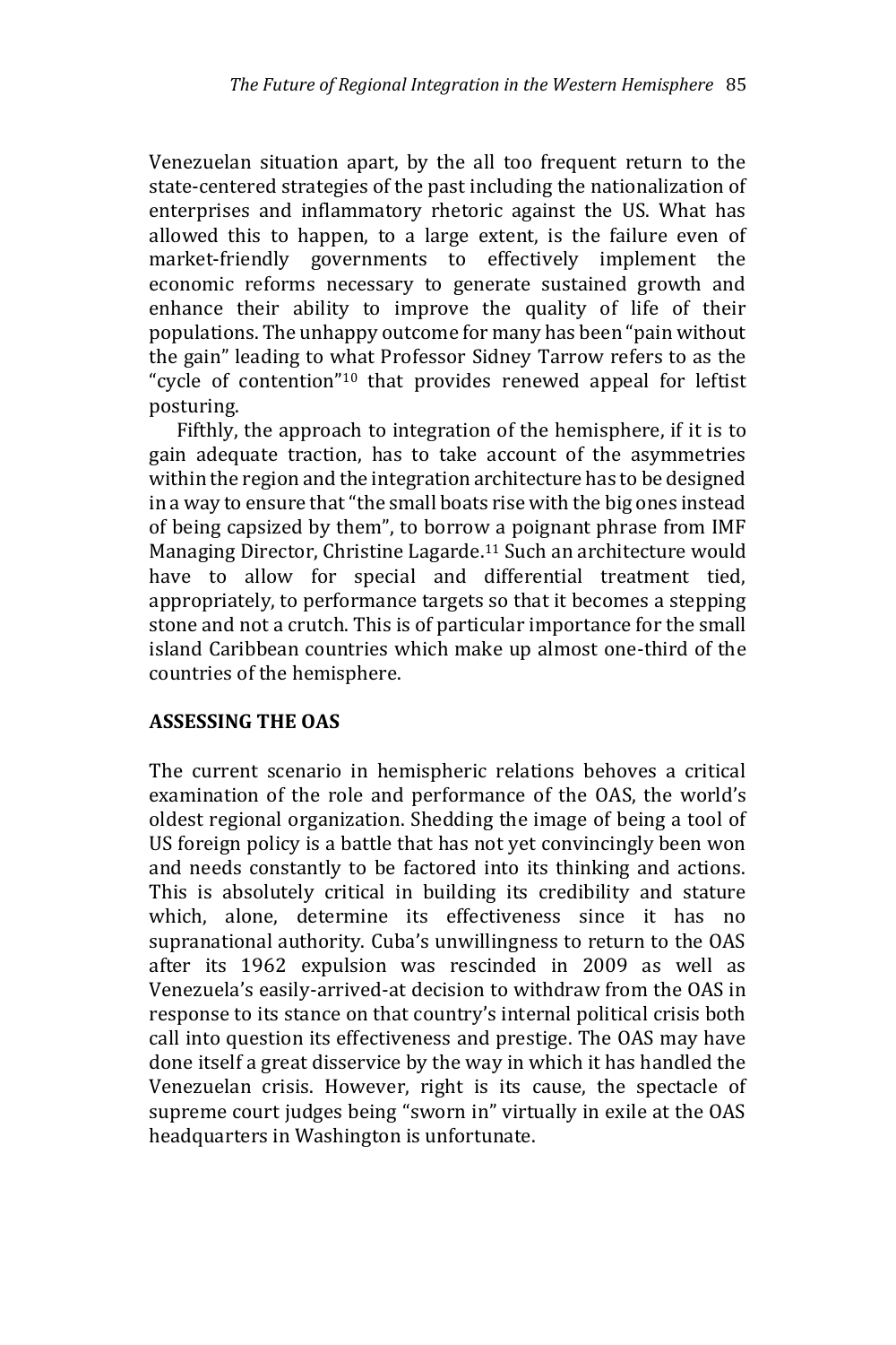Venezuelan situation apart, by the all too frequent return to the state-centered strategies of the past including the nationalization of enterprises and inflammatory rhetoric against the US. What has allowed this to happen, to a large extent, is the failure even of market-friendly governments to effectively implement the economic reforms necessary to generate sustained growth and enhance their ability to improve the quality of life of their populations. The unhappy outcome for many has been "pain without the gain" leading to what Professor Sidney Tarrow refers to as the "cycle of contention"[10] that provides renewed appeal for leftist posturing.

Fifthly, the approach to integration of the hemisphere, if it is to gain adequate traction, has to take account of the asymmetries within the region and the integration architecture has to be designed in a way to ensure that "the small boats rise with the big ones instead of being capsized by them", to borrow a poignant phrase from IMF Managing Director, Christine Lagarde.[11] Such an architecture would have to allow for special and differential treatment tied, appropriately, to performance targets so that it becomes a stepping stone and not a crutch. This is of particular importance for the small island Caribbean countries which make up almost one-third of the countries of the hemisphere.

## ASSESSING THE OAS

The current scenario in hemispheric relations behoves a critical examination of the role and performance of the OAS, the world's oldest regional organization. Shedding the image of being a tool of US foreign policy is a battle that has not yet convincingly been won and needs constantly to be factored into its thinking and actions. This is absolutely critical in building its credibility and stature which, alone, determine its effectiveness since it has no supranational authority. Cuba's unwillingness to return to the OAS after its 1962 expulsion was rescinded in 2009 as well as Venezuela's easily-arrived-at decision to withdraw from the OAS in response to its stance on that country's internal political crisis both call into question its effectiveness and prestige. The OAS may have done itself a great disservice by the way in which it has handled the Venezuelan crisis. However, right is its cause, the spectacle of supreme court judges being "sworn in" virtually in exile at the OAS headquarters in Washington is unfortunate.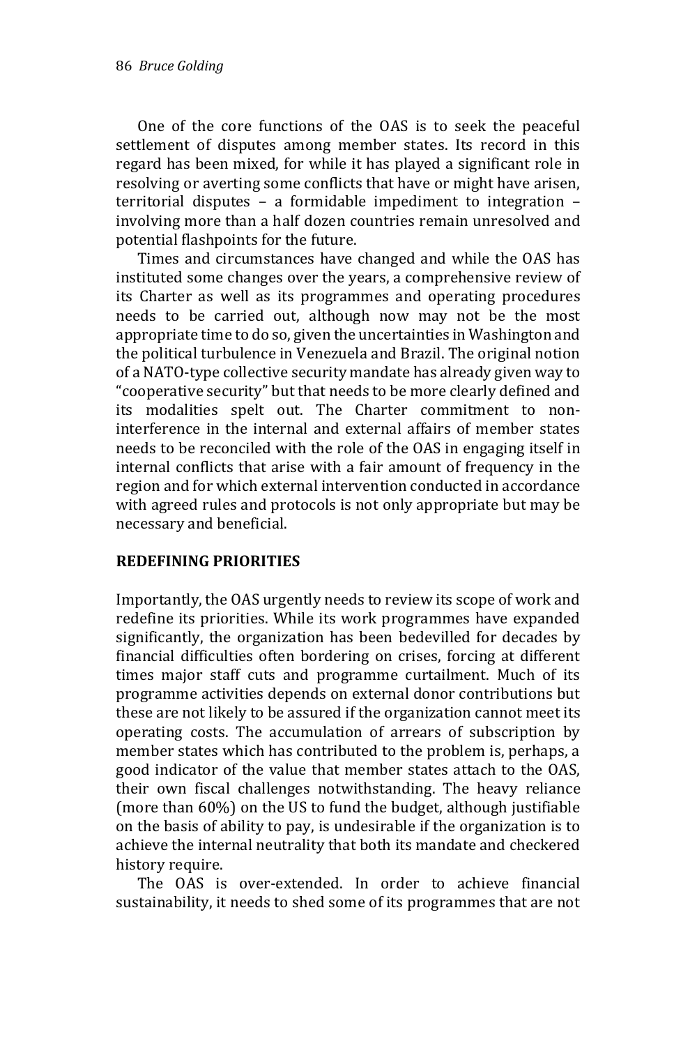One of the core functions of the OAS is to seek the peaceful settlement of disputes among member states. Its record in this regard has been mixed, for while it has played a significant role in resolving or averting some conflicts that have or might have arisen, territorial disputes – a formidable impediment to integration – involving more than a half dozen countries remain unresolved and potential flashpoints for the future.

Times and circumstances have changed and while the OAS has instituted some changes over the years, a comprehensive review of its Charter as well as its programmes and operating procedures needs to be carried out, although now may not be the most appropriate time to do so, given the uncertainties in Washington and the political turbulence in Venezuela and Brazil. The original notion of a NATO-type collective security mandate has already given way to "cooperative security" but that needs to be more clearly defined and its modalities spelt out. The Charter commitment to non-interference in the internal and external affairs of member states needs to be reconciled with the role of the OAS in engaging itself in internal conflicts that arise with a fair amount of frequency in the region and for which external intervention conducted in accordance with agreed rules and protocols is not only appropriate but may be necessary and beneficial.

## REDEFINING PRIORITIES

Importantly, the OAS urgently needs to review its scope of work and redefine its priorities. While its work programmes have expanded significantly, the organization has been bedevilled for decades by financial difficulties often bordering on crises, forcing at different times major staff cuts and programme curtailment. Much of its programme activities depends on external donor contributions but these are not likely to be assured if the organization cannot meet its operating costs. The accumulation of arrears of subscription by member states which has contributed to the problem is, perhaps, a good indicator of the value that member states attach to the OAS, their own fiscal challenges notwithstanding. The heavy reliance (more than 60%) on the US to fund the budget, although justifiable on the basis of ability to pay, is undesirable if the organization is to achieve the internal neutrality that both its mandate and checkered history require.

The OAS is over-extended. In order to achieve financial sustainability, it needs to shed some of its programmes that are not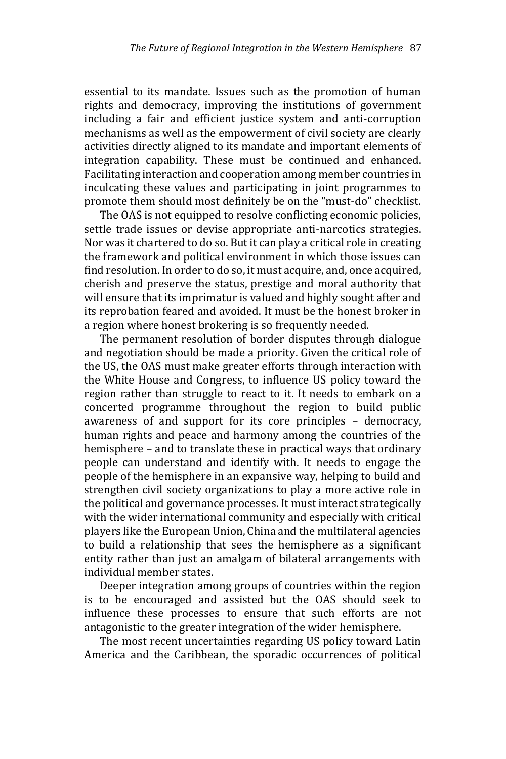essential to its mandate. Issues such as the promotion of human rights and democracy, improving the institutions of government including a fair and efficient justice system and anti-corruption mechanisms as well as the empowerment of civil society are clearly activities directly aligned to its mandate and important elements of integration capability. These must be continued and enhanced. Facilitating interaction and cooperation among member countries in inculcating these values and participating in joint programmes to promote them should most definitely be on the "must-do" checklist.

The OAS is not equipped to resolve conflicting economic policies, settle trade issues or devise appropriate anti-narcotics strategies. Nor was it chartered to do so. But it can play a critical role in creating the framework and political environment in which those issues can find resolution. In order to do so, it must acquire, and, once acquired, cherish and preserve the status, prestige and moral authority that will ensure that its imprimatur is valued and highly sought after and its reprobation feared and avoided. It must be the honest broker in a region where honest brokering is so frequently needed.

The permanent resolution of border disputes through dialogue and negotiation should be made a priority. Given the critical role of the US, the OAS must make greater efforts through interaction with the White House and Congress, to influence US policy toward the region rather than struggle to react to it. It needs to embark on a concerted programme throughout the region to build public awareness of and support for its core principles – democracy, human rights and peace and harmony among the countries of the hemisphere – and to translate these in practical ways that ordinary people can understand and identify with. It needs to engage the people of the hemisphere in an expansive way, helping to build and strengthen civil society organizations to play a more active role in the political and governance processes. It must interact strategically with the wider international community and especially with critical players like the European Union, China and the multilateral agencies to build a relationship that sees the hemisphere as a significant entity rather than just an amalgam of bilateral arrangements with individual member states.

Deeper integration among groups of countries within the region is to be encouraged and assisted but the OAS should seek to influence these processes to ensure that such efforts are not antagonistic to the greater integration of the wider hemisphere.

The most recent uncertainties regarding US policy toward Latin America and the Caribbean, the sporadic occurrences of political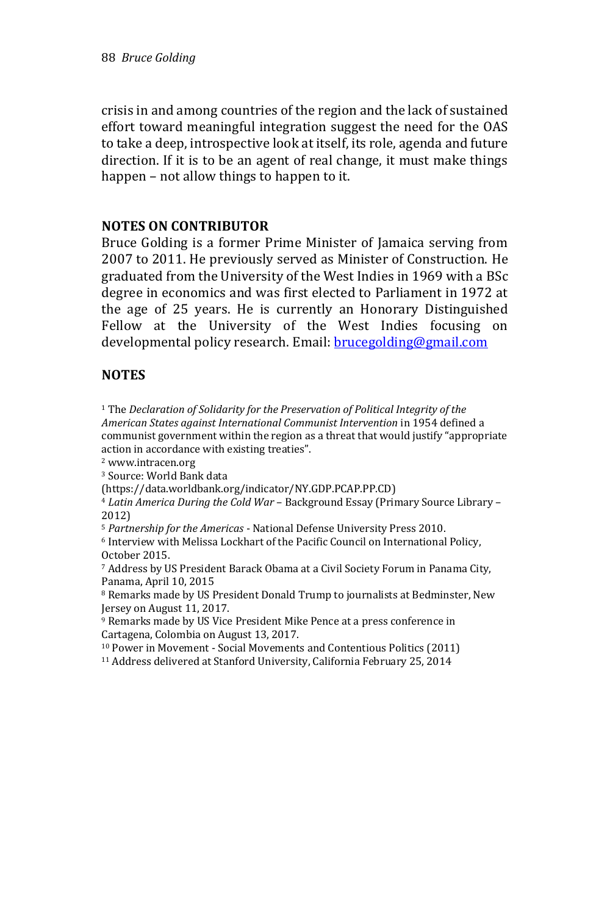crisis in and among countries of the region and the lack of sustained effort toward meaningful integration suggest the need for the OAS to take a deep, introspective look at itself, its role, agenda and future direction. If it is to be an agent of real change, it must make things happen – not allow things to happen to it.

## NOTES ON CONTRIBUTOR

Bruce Golding is a former Prime Minister of Jamaica serving from 2007 to 2011. He previously served as Minister of Construction. He graduated from the University of the West Indies in 1969 with a BSc degree in economics and was first elected to Parliament in 1972 at the age of 25 years. He is currently an Honorary Distinguished Fellow at the University of the West Indies focusing on developmental policy research. Email: brucegolding@gmail.com

## NOTES

[1] The *Declaration of Solidarity for the Preservation of Political Integrity of the American States against International Communist Intervention* in 1954 defined a communist government within the region as a threat that would justify "appropriate action in accordance with existing treaties".

[2] www.intracen.org

[3] Source: World Bank data (https://data.worldbank.org/indicator/NY.GDP.PCAP.PP.CD)

[4] *Latin America During the Cold War* – Background Essay (Primary Source Library – 2012)

[5] *Partnership for the Americas* - National Defense University Press 2010.

[6] Interview with Melissa Lockhart of the Pacific Council on International Policy, October 2015.

[7] Address by US President Barack Obama at a Civil Society Forum in Panama City, Panama, April 10, 2015

[8] Remarks made by US President Donald Trump to journalists at Bedminster, New Jersey on August 11, 2017.

[9] Remarks made by US Vice President Mike Pence at a press conference in Cartagena, Colombia on August 13, 2017.

[10] Power in Movement - Social Movements and Contentious Politics (2011)

[11] Address delivered at Stanford University, California February 25, 2014